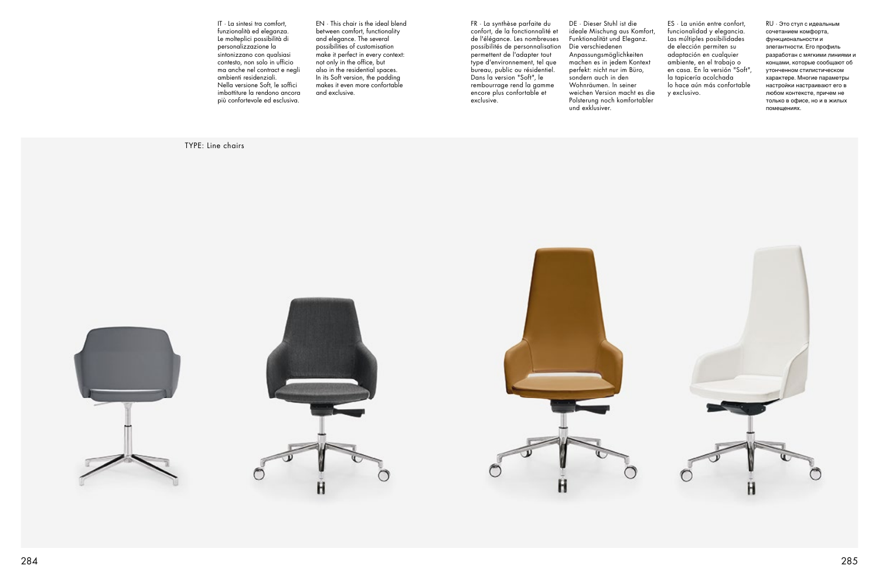IT · La sintesi tra comfort, funzionalità ed eleganza. Le molteplici possibilità di personalizzazione la sintonizzano con qualsiasi contesto, non solo in ufficio ma anche nel contract e negli ambienti residenziali. Nella versione Soft, le soffici imbottiture la rendono ancora più confortevole ed esclusiva.

EN · This chair is the ideal blend between comfort, functionality and elegance. The several possibilities of customisation make it perfect in every context: not only in the office, but also in the residential spaces. In its Soft version, the padding makes it even more confortable and exclusive.

FR · La synthèse parfaite du confort, de la fonctionnalité et de l'élégance. Les nombreuses possibilités de personnalisation permettent de l'adapter tout type d'environnement, tel que bureau, public ou résidentiel. Dans la version "Soft", le rembourrage rend la gamme encore plus confortable et exclusive.

DE · Dieser Stuhl ist die ideale Mischung aus Komfort, Funktionalität und Eleganz. Die verschiedenen Anpassungsmöglichkeiten machen es in jedem Kontext perfekt: nicht nur im Büro, sondern auch in den Wohnräumen. In seiner weichen Version macht es die Polsterung noch komfortabler und exklusiver.

ES · La unión entre confort, funcionalidad y elegancia. Las múltiples posibilidades de elección permiten su adaptación en cualquier ambiente, en el trabajo o en casa. En la versión "Soft", la tapicería acolchada lo hace aún más confortable y exclusivo.

RU · Это стул с идеальным сочетанием комфорта, функциональности и элегантности. Его профиль разработан с мягкими линиями и концами, которые сообщают об утонченном стилистическом характере. Многие параметры настройки настраивают его в любом контексте, причем не только в офисе, но и в жилых помещениях.

TYPE: Line chairs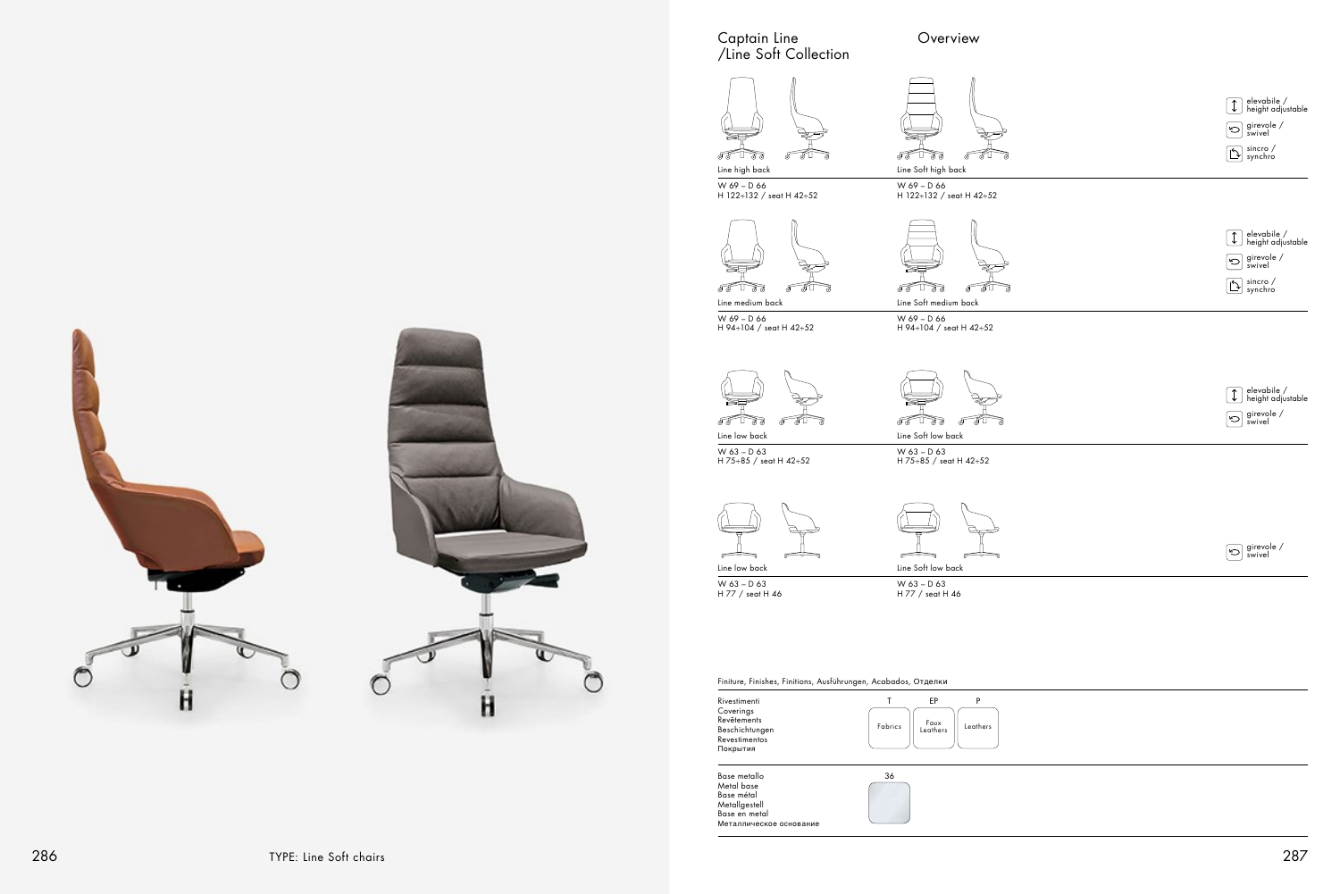# Captain Line /Line Soft Collection

## Overview

| | | |
|---|---|---|
| Line high back<br>W 69 – D 66<br>H 122÷132 / seat H 42÷52 | Line Soft high back<br>W 69 – D 66<br>H 122÷132 / seat H 42÷52 | elevabile / height adjustable<br>girevole / swivel<br>sincro / synchro |
| Line medium back<br>W 69 – D 66<br>H 94÷104 / seat H 42÷52 | Line Soft medium back<br>W 69 – D 66<br>H 94÷104 / seat H 42÷52 | elevabile / height adjustable<br>girevole / swivel<br>sincro / synchro |
| Line low back<br>W 63 – D 63<br>H 75÷85 / seat H 42÷52 | Line Soft low back<br>W 63 – D 63<br>H 75÷85 / seat H 42÷52 | elevabile / height adjustable<br>girevole / swivel |
| Line low back<br>W 63 – D 63<br>H 77 / seat H 46 | Line Soft low back<br>W 63 – D 63<br>H 77 / seat H 46 | girevole / swivel |

Finiture, Finishes, Finitions, Ausführungen, Acabados, Отделки

| | | | |
|---|---|---|---|
| Rivestimenti<br>Coverings<br>Revêtements<br>Beschichtungen<br>Revestimentos<br>Покрытия | T<br>Fabrics | EP<br>Faux Leathers | P<br>Leathers |
| Base metallo<br>Metal base<br>Base métal<br>Metallgestell<br>Base en metal<br>Металлическое основание | 36 | | |

TYPE: Line Soft chairs